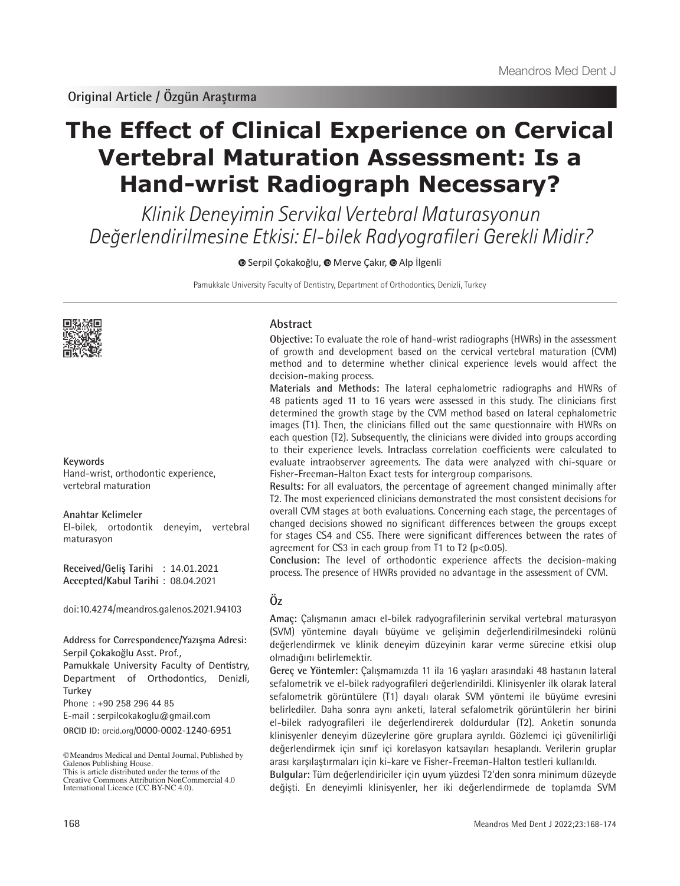Original Article / Özgün Araştırma

# The Effect of Clinical Experience on Cervical Vertebral Maturation Assessment: Is a Hand-wrist Radiograph Necessary?

*Klinik Deneyimin Servikal Vertebral Maturasyonun Değerlendirilmesine Etkisi: El-bilek Radyografileri Gerekli Midir?*

Serpil Çokakoğlu, Merve Çakır, Alp İlgenli

Pamukkale University Faculty of Dentistry, Department of Orthodontics, Denizli, Turkey

## Abstract

**Objective:** To evaluate the role of hand-wrist radiographs (HWRs) in the assessment of growth and development based on the cervical vertebral maturation (CVM) method and to determine whether clinical experience levels would affect the decision-making process.

**Materials and Methods:** The lateral cephalometric radiographs and HWRs of 48 patients aged 11 to 16 years were assessed in this study. The clinicians first determined the growth stage by the CVM method based on lateral cephalometric images (T1). Then, the clinicians filled out the same questionnaire with HWRs on each question (T2). Subsequently, the clinicians were divided into groups according to their experience levels. Intraclass correlation coefficients were calculated to evaluate intraobserver agreements. The data were analyzed with chi-square or Fisher-Freeman-Halton Exact tests for intergroup comparisons.

**Results:** For all evaluators, the percentage of agreement changed minimally after T2. The most experienced clinicians demonstrated the most consistent decisions for overall CVM stages at both evaluations. Concerning each stage, the percentages of changed decisions showed no significant differences between the groups except for stages CS4 and CS5. There were significant differences between the rates of agreement for CS3 in each group from T1 to T2 ($p<0.05$).

**Conclusion:** The level of orthodontic experience affects the decision-making process. The presence of HWRs provided no advantage in the assessment of CVM.

**Keywords**
Hand-wrist, orthodontic experience, vertebral maturation

**Anahtar Kelimeler**
El-bilek, ortodontik deneyim, vertebral maturasyon

**Received/Geliş Tarihi** : 14.01.2021
**Accepted/Kabul Tarihi** : 08.04.2021

doi:10.4274/meandros.galenos.2021.94103

**Address for Correspondence/Yazışma Adresi:**
Serpil Çokakoğlu Asst. Prof.,
Pamukkale University Faculty of Dentistry, Department of Orthodontics, Denizli, Turkey
Phone : +90 258 296 44 85
E-mail : serpilcokakoglu@gmail.com
ORCID ID: orcid.org/0000-0002-1240-6951

©Meandros Medical and Dental Journal, Published by Galenos Publishing House.
This is article distributed under the terms of the Creative Commons Attribution NonCommercial 4.0 International Licence (CC BY-NC 4.0).

## Öz

**Amaç:** Çalışmanın amacı el-bilek radyografilerinin servikal vertebral maturasyon (SVM) yöntemine dayalı büyüme ve gelişimin değerlendirilmesindeki rolünü değerlendirmek ve klinik deneyim düzeyinin karar verme sürecine etkisi olup olmadığını belirlemektir.

**Gereç ve Yöntemler:** Çalışmamızda 11 ila 16 yaşları arasındaki 48 hastanın lateral sefalometrik ve el-bilek radyografileri değerlendirildi. Klinisyenler ilk olarak lateral sefalometrik görüntülere (T1) dayalı olarak SVM yöntemi ile büyüme evresini belirlediler. Daha sonra aynı anketi, lateral sefalometrik görüntülerin her birini el-bilek radyografileri ile değerlendirerek doldurdular (T2). Anketin sonunda klinisyenler deneyim düzeylerine göre gruplara ayrıldı. Gözlemci içi güvenilirliği değerlendirmek için sınıf içi korelasyon katsayıları hesaplandı. Verilerin gruplar arası karşılaştırmaları için ki-kare ve Fisher-Freeman-Halton testleri kullanıldı.

**Bulgular:** Tüm değerlendiriciler için uyum yüzdesi T2'den sonra minimum düzeyde değişti. En deneyimli klinisyenler, her iki değerlendirmede de toplamda SVM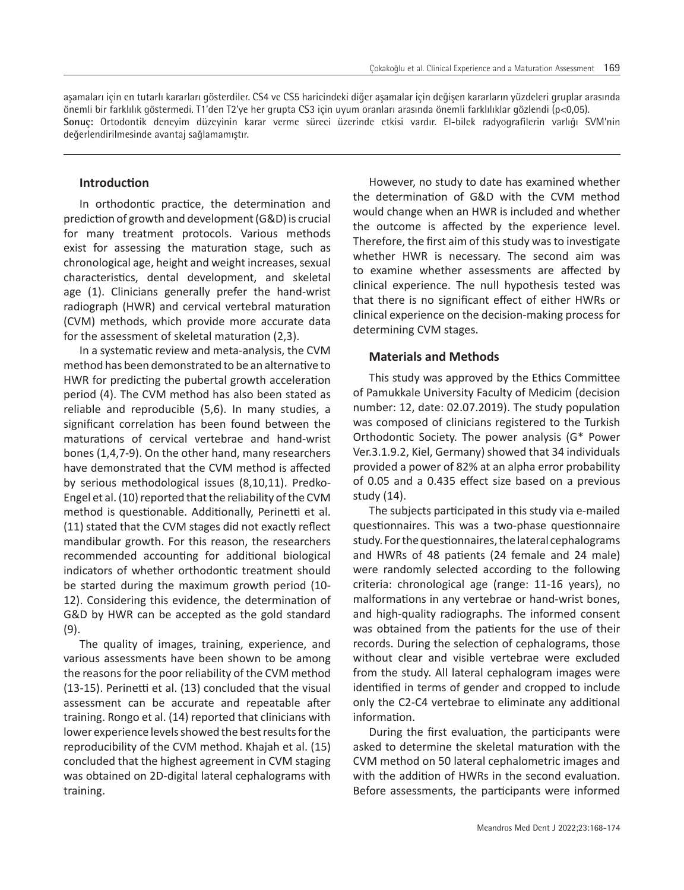aşamaları için en tutarlı kararları gösterdiler. CS4 ve CS5 haricindeki diğer aşamalar için değişen kararların yüzdeleri gruplar arasında önemli bir farklılık göstermedi. T1'den T2'ye her grupta CS3 için uyum oranları arasında önemli farklılıklar gözlendi ($p<0{,}05$).
**Sonuç:** Ortodontik deneyim düzeyinin karar verme süreci üzerinde etkisi vardır. El-bilek radyografilerin varlığı SVM'nin değerlendirilmesinde avantaj sağlamamıştır.

## Introduction

In orthodontic practice, the determination and prediction of growth and development (G&D) is crucial for many treatment protocols. Various methods exist for assessing the maturation stage, such as chronological age, height and weight increases, sexual characteristics, dental development, and skeletal age (1). Clinicians generally prefer the hand-wrist radiograph (HWR) and cervical vertebral maturation (CVM) methods, which provide more accurate data for the assessment of skeletal maturation (2,3).

In a systematic review and meta-analysis, the CVM method has been demonstrated to be an alternative to HWR for predicting the pubertal growth acceleration period (4). The CVM method has also been stated as reliable and reproducible (5,6). In many studies, a significant correlation has been found between the maturations of cervical vertebrae and hand-wrist bones (1,4,7-9). On the other hand, many researchers have demonstrated that the CVM method is affected by serious methodological issues (8,10,11). Predko-Engel et al. (10) reported that the reliability of the CVM method is questionable. Additionally, Perinetti et al. (11) stated that the CVM stages did not exactly reflect mandibular growth. For this reason, the researchers recommended accounting for additional biological indicators of whether orthodontic treatment should be started during the maximum growth period (10-12). Considering this evidence, the determination of G&D by HWR can be accepted as the gold standard (9).

The quality of images, training, experience, and various assessments have been shown to be among the reasons for the poor reliability of the CVM method (13-15). Perinetti et al. (13) concluded that the visual assessment can be accurate and repeatable after training. Rongo et al. (14) reported that clinicians with lower experience levels showed the best results for the reproducibility of the CVM method. Khajah et al. (15) concluded that the highest agreement in CVM staging was obtained on 2D-digital lateral cephalograms with training.

However, no study to date has examined whether the determination of G&D with the CVM method would change when an HWR is included and whether the outcome is affected by the experience level. Therefore, the first aim of this study was to investigate whether HWR is necessary. The second aim was to examine whether assessments are affected by clinical experience. The null hypothesis tested was that there is no significant effect of either HWRs or clinical experience on the decision-making process for determining CVM stages.

## Materials and Methods

This study was approved by the Ethics Committee of Pamukkale University Faculty of Medicim (decision number: 12, date: 02.07.2019). The study population was composed of clinicians registered to the Turkish Orthodontic Society. The power analysis (G* Power Ver.3.1.9.2, Kiel, Germany) showed that 34 individuals provided a power of 82% at an alpha error probability of 0.05 and a 0.435 effect size based on a previous study (14).

The subjects participated in this study via e-mailed questionnaires. This was a two-phase questionnaire study. For the questionnaires, the lateral cephalograms and HWRs of 48 patients (24 female and 24 male) were randomly selected according to the following criteria: chronological age (range: 11-16 years), no malformations in any vertebrae or hand-wrist bones, and high-quality radiographs. The informed consent was obtained from the patients for the use of their records. During the selection of cephalograms, those without clear and visible vertebrae were excluded from the study. All lateral cephalogram images were identified in terms of gender and cropped to include only the C2-C4 vertebrae to eliminate any additional information.

During the first evaluation, the participants were asked to determine the skeletal maturation with the CVM method on 50 lateral cephalometric images and with the addition of HWRs in the second evaluation. Before assessments, the participants were informed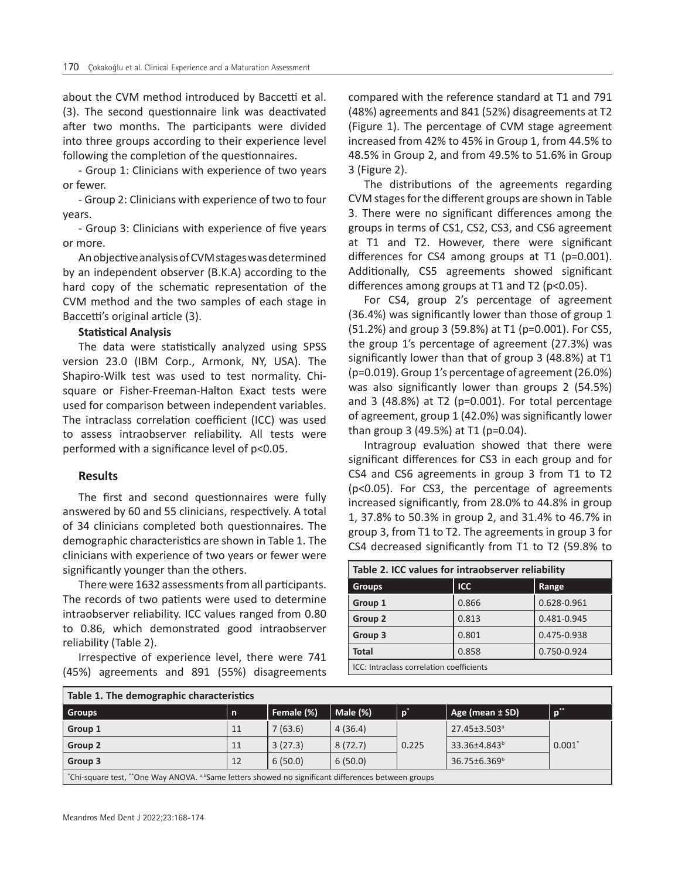about the CVM method introduced by Baccetti et al. (3). The second questionnaire link was deactivated after two months. The participants were divided into three groups according to their experience level following the completion of the questionnaires.

- Group 1: Clinicians with experience of two years or fewer.

- Group 2: Clinicians with experience of two to four years.

- Group 3: Clinicians with experience of five years or more.

An objective analysis of CVM stages was determined by an independent observer (B.K.A) according to the hard copy of the schematic representation of the CVM method and the two samples of each stage in Baccetti's original article (3).

**Statistical Analysis**

The data were statistically analyzed using SPSS version 23.0 (IBM Corp., Armonk, NY, USA). The Shapiro-Wilk test was used to test normality. Chi-square or Fisher-Freeman-Halton Exact tests were used for comparison between independent variables. The intraclass correlation coefficient (ICC) was used to assess intraobserver reliability. All tests were performed with a significance level of $p<0.05$.

## Results

The first and second questionnaires were fully answered by 60 and 55 clinicians, respectively. A total of 34 clinicians completed both questionnaires. The demographic characteristics are shown in Table 1. The clinicians with experience of two years or fewer were significantly younger than the others.

There were 1632 assessments from all participants. The records of two patients were used to determine intraobserver reliability. ICC values ranged from 0.80 to 0.86, which demonstrated good intraobserver reliability (Table 2).

Irrespective of experience level, there were 741 (45%) agreements and 891 (55%) disagreements compared with the reference standard at T1 and 791 (48%) agreements and 841 (52%) disagreements at T2 (Figure 1). The percentage of CVM stage agreement increased from 42% to 45% in Group 1, from 44.5% to 48.5% in Group 2, and from 49.5% to 51.6% in Group 3 (Figure 2).

The distributions of the agreements regarding CVM stages for the different groups are shown in Table 3. There were no significant differences among the groups in terms of CS1, CS2, CS3, and CS6 agreement at T1 and T2. However, there were significant differences for CS4 among groups at T1 ($p=0.001$). Additionally, CS5 agreements showed significant differences among groups at T1 and T2 ($p<0.05$).

For CS4, group 2's percentage of agreement (36.4%) was significantly lower than those of group 1 (51.2%) and group 3 (59.8%) at T1 ($p=0.001$). For CS5, the group 1's percentage of agreement (27.3%) was significantly lower than that of group 3 (48.8%) at T1 ($p=0.019$). Group 1's percentage of agreement (26.0%) was also significantly lower than groups 2 (54.5%) and 3 (48.8%) at T2 ($p=0.001$). For total percentage of agreement, group 1 (42.0%) was significantly lower than group 3 (49.5%) at T1 ($p=0.04$).

Intragroup evaluation showed that there were significant differences for CS3 in each group and for CS4 and CS6 agreements in group 3 from T1 to T2 ($p<0.05$). For CS3, the percentage of agreements increased significantly, from 28.0% to 44.8% in group 1, 37.8% to 50.3% in group 2, and 31.4% to 46.7% in group 3, from T1 to T2. The agreements in group 3 for CS4 decreased significantly from T1 to T2 (59.8% to

**Table 2. ICC values for intraobserver reliability**

| Groups | ICC | Range |
|---|---|---|
| Group 1 | 0.866 | 0.628-0.961 |
| Group 2 | 0.813 | 0.481-0.945 |
| Group 3 | 0.801 | 0.475-0.938 |
| Total | 0.858 | 0.750-0.924 |

ICC: Intraclass correlation coefficients

**Table 1. The demographic characteristics**

| Groups | n | Female (%) | Male (%) | p* | Age (mean ± SD) | p** |
|---|---|---|---|---|---|---|
| Group 1 | 11 | 7 (63.6) | 4 (36.4) | 0.225 | 27.45±3.503[a] | 0.001* |
| Group 2 | 11 | 3 (27.3) | 8 (72.7) | | 33.36±4.843[b] | |
| Group 3 | 12 | 6 (50.0) | 6 (50.0) | | 36.75±6.369[b] | |

*Chi-square test, **One Way ANOVA. [a,b]Same letters showed no significant differences between groups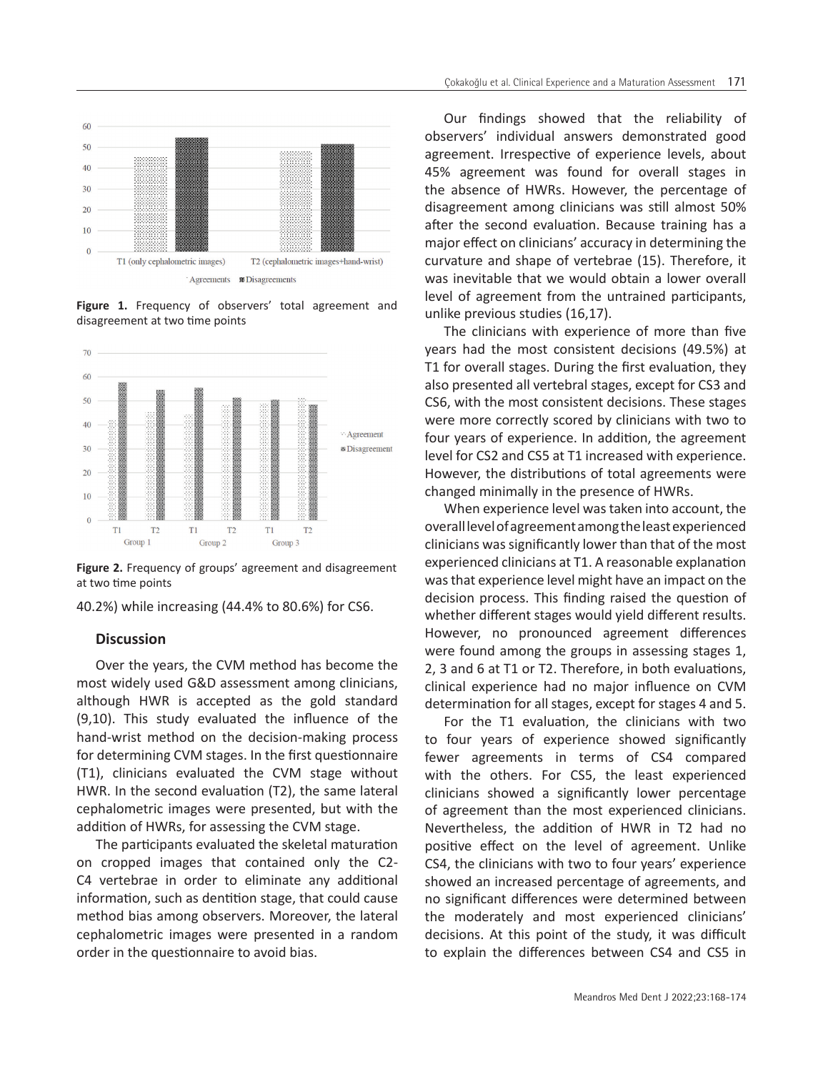Figure 1. Frequency of observers' total agreement and disagreement at two time points

Figure 2. Frequency of groups' agreement and disagreement at two time points

40.2%) while increasing (44.4% to 80.6%) for CS6.

## Discussion

Over the years, the CVM method has become the most widely used G&D assessment among clinicians, although HWR is accepted as the gold standard (9,10). This study evaluated the influence of the hand-wrist method on the decision-making process for determining CVM stages. In the first questionnaire (T1), clinicians evaluated the CVM stage without HWR. In the second evaluation (T2), the same lateral cephalometric images were presented, but with the addition of HWRs, for assessing the CVM stage.

The participants evaluated the skeletal maturation on cropped images that contained only the C2-C4 vertebrae in order to eliminate any additional information, such as dentition stage, that could cause method bias among observers. Moreover, the lateral cephalometric images were presented in a random order in the questionnaire to avoid bias.

Our findings showed that the reliability of observers' individual answers demonstrated good agreement. Irrespective of experience levels, about 45% agreement was found for overall stages in the absence of HWRs. However, the percentage of disagreement among clinicians was still almost 50% after the second evaluation. Because training has a major effect on clinicians' accuracy in determining the curvature and shape of vertebrae (15). Therefore, it was inevitable that we would obtain a lower overall level of agreement from the untrained participants, unlike previous studies (16,17).

The clinicians with experience of more than five years had the most consistent decisions (49.5%) at T1 for overall stages. During the first evaluation, they also presented all vertebral stages, except for CS3 and CS6, with the most consistent decisions. These stages were more correctly scored by clinicians with two to four years of experience. In addition, the agreement level for CS2 and CS5 at T1 increased with experience. However, the distributions of total agreements were changed minimally in the presence of HWRs.

When experience level was taken into account, the overall level of agreement among the least experienced clinicians was significantly lower than that of the most experienced clinicians at T1. A reasonable explanation was that experience level might have an impact on the decision process. This finding raised the question of whether different stages would yield different results. However, no pronounced agreement differences were found among the groups in assessing stages 1, 2, 3 and 6 at T1 or T2. Therefore, in both evaluations, clinical experience had no major influence on CVM determination for all stages, except for stages 4 and 5.

For the T1 evaluation, the clinicians with two to four years of experience showed significantly fewer agreements in terms of CS4 compared with the others. For CS5, the least experienced clinicians showed a significantly lower percentage of agreement than the most experienced clinicians. Nevertheless, the addition of HWR in T2 had no positive effect on the level of agreement. Unlike CS4, the clinicians with two to four years' experience showed an increased percentage of agreements, and no significant differences were determined between the moderately and most experienced clinicians' decisions. At this point of the study, it was difficult to explain the differences between CS4 and CS5 in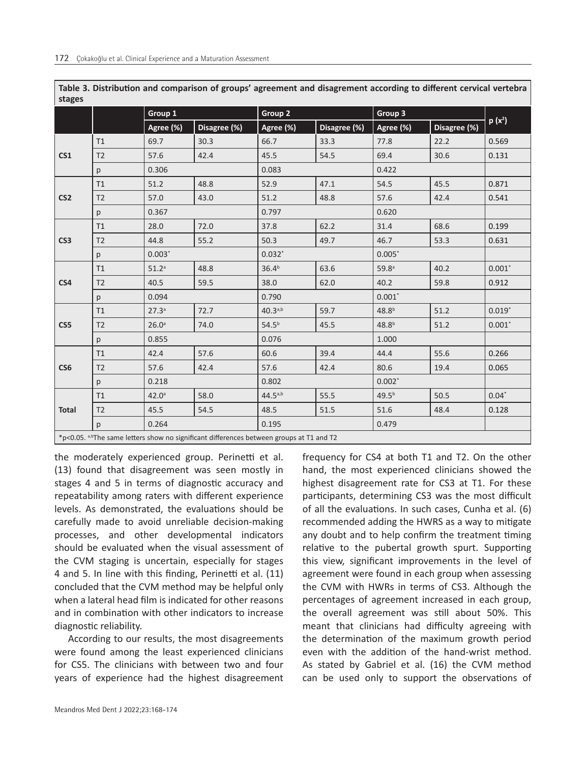**Table 3. Distribution and comparison of groups' agreement and disagreement according to different cervical vertebra stages**

| | | Group 1 | | Group 2 | | Group 3 | | $p (x^2)$ |
|---|---|---|---|---|---|---|---|---|
| | | Agree (%) | Disagree (%) | Agree (%) | Disagree (%) | Agree (%) | Disagree (%) | |
| **CS1** | T1 | 69.7 | 30.3 | 66.7 | 33.3 | 77.8 | 22.2 | 0.569 |
| | T2 | 57.6 | 42.4 | 45.5 | 54.5 | 69.4 | 30.6 | 0.131 |
| | p | 0.306 | | 0.083 | | 0.422 | | |
| **CS2** | T1 | 51.2 | 48.8 | 52.9 | 47.1 | 54.5 | 45.5 | 0.871 |
| | T2 | 57.0 | 43.0 | 51.2 | 48.8 | 57.6 | 42.4 | 0.541 |
| | p | 0.367 | | 0.797 | | 0.620 | | |
| **CS3** | T1 | 28.0 | 72.0 | 37.8 | 62.2 | 31.4 | 68.6 | 0.199 |
| | T2 | 44.8 | 55.2 | 50.3 | 49.7 | 46.7 | 53.3 | 0.631 |
| | p | 0.003* | | 0.032* | | 0.005* | | |
| **CS4** | T1 | 51.2[a] | 48.8 | 36.4[b] | 63.6 | 59.8[a] | 40.2 | 0.001* |
| | T2 | 40.5 | 59.5 | 38.0 | 62.0 | 40.2 | 59.8 | 0.912 |
| | p | 0.094 | | 0.790 | | 0.001* | | |
| **CS5** | T1 | 27.3[a] | 72.7 | 40.3[a,b] | 59.7 | 48.8[b] | 51.2 | 0.019* |
| | T2 | 26.0[a] | 74.0 | 54.5[b] | 45.5 | 48.8[b] | 51.2 | 0.001* |
| | p | 0.855 | | 0.076 | | 1.000 | | |
| **CS6** | T1 | 42.4 | 57.6 | 60.6 | 39.4 | 44.4 | 55.6 | 0.266 |
| | T2 | 57.6 | 42.4 | 57.6 | 42.4 | 80.6 | 19.4 | 0.065 |
| | p | 0.218 | | 0.802 | | 0.002* | | |
| **Total** | T1 | 42.0[a] | 58.0 | 44.5[a,b] | 55.5 | 49.5[b] | 50.5 | 0.04* |
| | T2 | 45.5 | 54.5 | 48.5 | 51.5 | 51.6 | 48.4 | 0.128 |
| | p | 0.264 | | 0.195 | | 0.479 | | |

*p<0.05. [a,b]The same letters show no significant differences between groups at T1 and T2

the moderately experienced group. Perinetti et al. (13) found that disagreement was seen mostly in stages 4 and 5 in terms of diagnostic accuracy and repeatability among raters with different experience levels. As demonstrated, the evaluations should be carefully made to avoid unreliable decision-making processes, and other developmental indicators should be evaluated when the visual assessment of the CVM staging is uncertain, especially for stages 4 and 5. In line with this finding, Perinetti et al. (11) concluded that the CVM method may be helpful only when a lateral head film is indicated for other reasons and in combination with other indicators to increase diagnostic reliability.

According to our results, the most disagreements were found among the least experienced clinicians for CS5. The clinicians with between two and four years of experience had the highest disagreement frequency for CS4 at both T1 and T2. On the other hand, the most experienced clinicians showed the highest disagreement rate for CS3 at T1. For these participants, determining CS3 was the most difficult of all the evaluations. In such cases, Cunha et al. (6) recommended adding the HWRS as a way to mitigate any doubt and to help confirm the treatment timing relative to the pubertal growth spurt. Supporting this view, significant improvements in the level of agreement were found in each group when assessing the CVM with HWRs in terms of CS3. Although the percentages of agreement increased in each group, the overall agreement was still about 50%. This meant that clinicians had difficulty agreeing with the determination of the maximum growth period even with the addition of the hand-wrist method. As stated by Gabriel et al. (16) the CVM method can be used only to support the observations of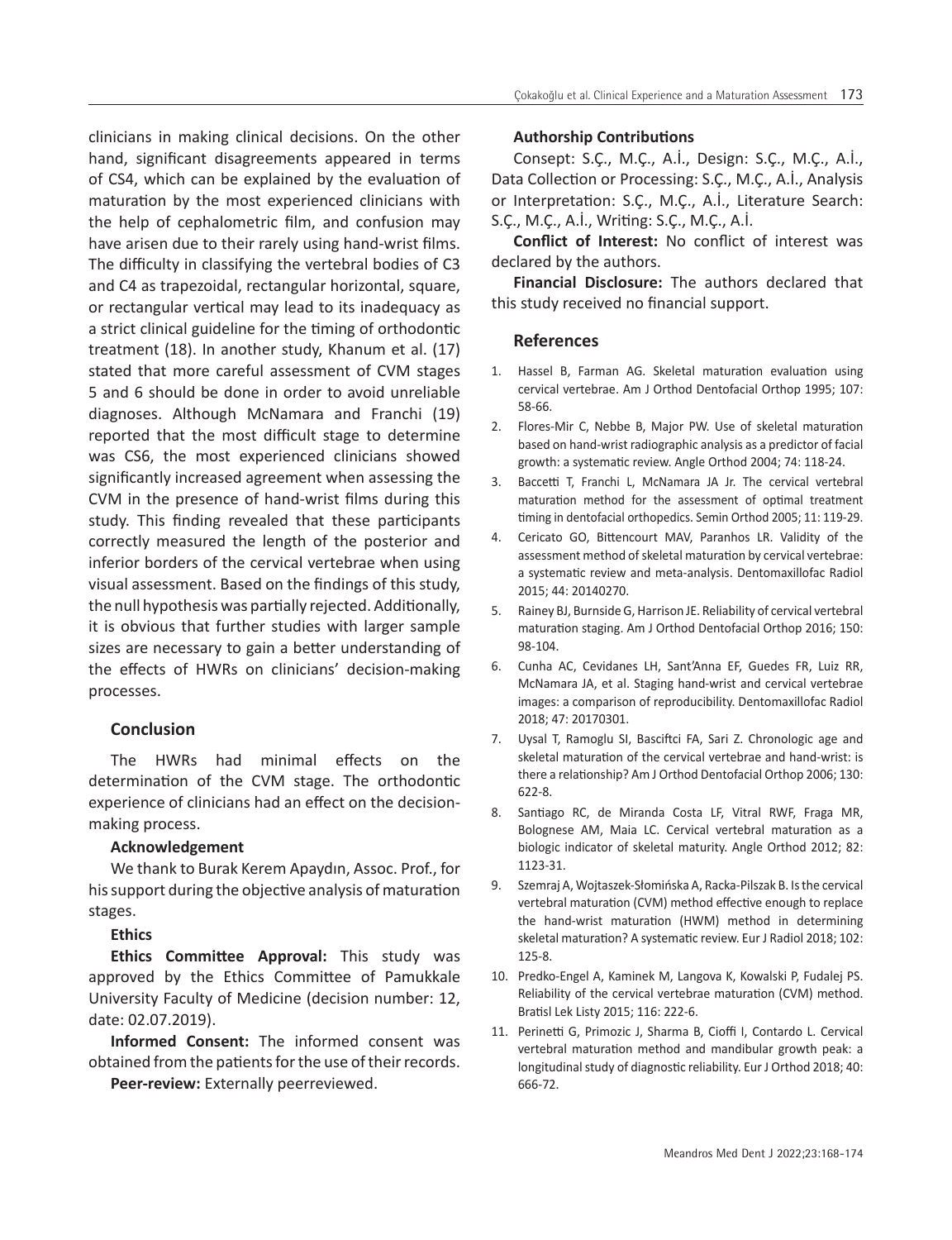clinicians in making clinical decisions. On the other hand, significant disagreements appeared in terms of CS4, which can be explained by the evaluation of maturation by the most experienced clinicians with the help of cephalometric film, and confusion may have arisen due to their rarely using hand-wrist films. The difficulty in classifying the vertebral bodies of C3 and C4 as trapezoidal, rectangular horizontal, square, or rectangular vertical may lead to its inadequacy as a strict clinical guideline for the timing of orthodontic treatment (18). In another study, Khanum et al. (17) stated that more careful assessment of CVM stages 5 and 6 should be done in order to avoid unreliable diagnoses. Although McNamara and Franchi (19) reported that the most difficult stage to determine was CS6, the most experienced clinicians showed significantly increased agreement when assessing the CVM in the presence of hand-wrist films during this study. This finding revealed that these participants correctly measured the length of the posterior and inferior borders of the cervical vertebrae when using visual assessment. Based on the findings of this study, the null hypothesis was partially rejected. Additionally, it is obvious that further studies with larger sample sizes are necessary to gain a better understanding of the effects of HWRs on clinicians' decision-making processes.

## Conclusion

The HWRs had minimal effects on the determination of the CVM stage. The orthodontic experience of clinicians had an effect on the decision-making process.

**Acknowledgement**

We thank to Burak Kerem Apaydın, Assoc. Prof., for his support during the objective analysis of maturation stages.

**Ethics**

**Ethics Committee Approval:** This study was approved by the Ethics Committee of Pamukkale University Faculty of Medicine (decision number: 12, date: 02.07.2019).

**Informed Consent:** The informed consent was obtained from the patients for the use of their records.

**Peer-review:** Externally peerreviewed.

**Authorship Contributions**

Consept: S.Ç., M.Ç., A.İ., Design: S.Ç., M.Ç., A.İ., Data Collection or Processing: S.Ç., M.Ç., A.İ., Analysis or Interpretation: S.Ç., M.Ç., A.İ., Literature Search: S.Ç., M.Ç., A.İ., Writing: S.Ç., M.Ç., A.İ.

**Conflict of Interest:** No conflict of interest was declared by the authors.

**Financial Disclosure:** The authors declared that this study received no financial support.

## References

1. Hassel B, Farman AG. Skeletal maturation evaluation using cervical vertebrae. Am J Orthod Dentofacial Orthop 1995; 107: 58-66.
2. Flores-Mir C, Nebbe B, Major PW. Use of skeletal maturation based on hand-wrist radiographic analysis as a predictor of facial growth: a systematic review. Angle Orthod 2004; 74: 118-24.
3. Baccetti T, Franchi L, McNamara JA Jr. The cervical vertebral maturation method for the assessment of optimal treatment timing in dentofacial orthopedics. Semin Orthod 2005; 11: 119-29.
4. Cericato GO, Bittencourt MAV, Paranhos LR. Validity of the assessment method of skeletal maturation by cervical vertebrae: a systematic review and meta-analysis. Dentomaxillofac Radiol 2015; 44: 20140270.
5. Rainey BJ, Burnside G, Harrison JE. Reliability of cervical vertebral maturation staging. Am J Orthod Dentofacial Orthop 2016; 150: 98-104.
6. Cunha AC, Cevidanes LH, Sant'Anna EF, Guedes FR, Luiz RR, McNamara JA, et al. Staging hand-wrist and cervical vertebrae images: a comparison of reproducibility. Dentomaxillofac Radiol 2018; 47: 20170301.
7. Uysal T, Ramoglu SI, Basciftci FA, Sari Z. Chronologic age and skeletal maturation of the cervical vertebrae and hand-wrist: is there a relationship? Am J Orthod Dentofacial Orthop 2006; 130: 622-8.
8. Santiago RC, de Miranda Costa LF, Vitral RWF, Fraga MR, Bolognese AM, Maia LC. Cervical vertebral maturation as a biologic indicator of skeletal maturity. Angle Orthod 2012; 82: 1123-31.
9. Szemraj A, Wojtaszek-Słomińska A, Racka-Pilszak B. Is the cervical vertebral maturation (CVM) method effective enough to replace the hand-wrist maturation (HWM) method in determining skeletal maturation? A systematic review. Eur J Radiol 2018; 102: 125-8.
10. Predko-Engel A, Kaminek M, Langova K, Kowalski P, Fudalej PS. Reliability of the cervical vertebrae maturation (CVM) method. Bratisl Lek Listy 2015; 116: 222-6.
11. Perinetti G, Primozic J, Sharma B, Cioffi I, Contardo L. Cervical vertebral maturation method and mandibular growth peak: a longitudinal study of diagnostic reliability. Eur J Orthod 2018; 40: 666-72.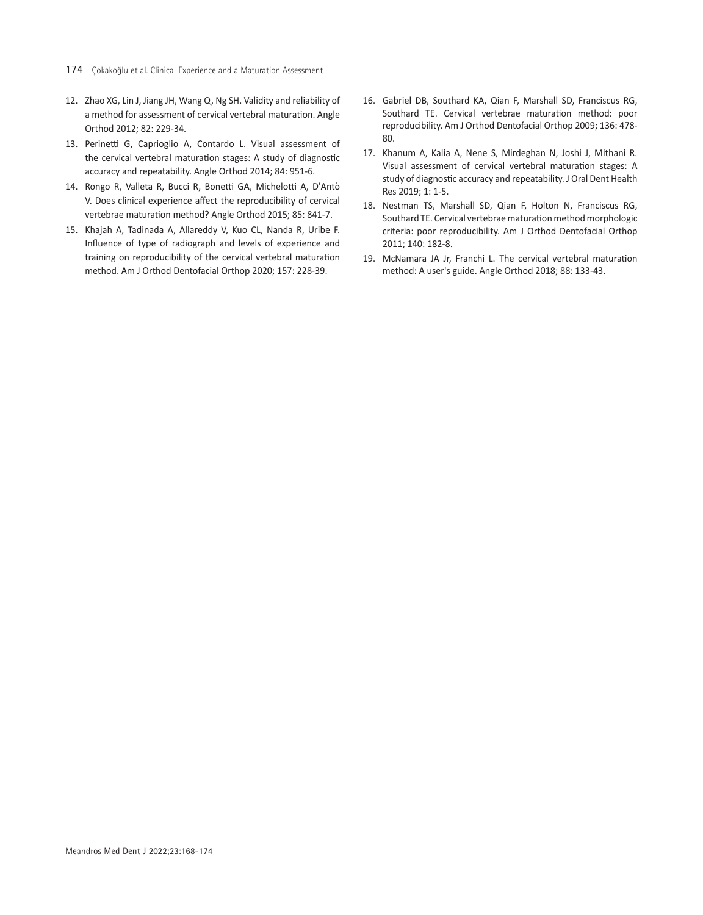12. Zhao XG, Lin J, Jiang JH, Wang Q, Ng SH. Validity and reliability of a method for assessment of cervical vertebral maturation. Angle Orthod 2012; 82: 229-34.
13. Perinetti G, Caprioglio A, Contardo L. Visual assessment of the cervical vertebral maturation stages: A study of diagnostic accuracy and repeatability. Angle Orthod 2014; 84: 951-6.
14. Rongo R, Valleta R, Bucci R, Bonetti GA, Michelotti A, D'Antò V. Does clinical experience affect the reproducibility of cervical vertebrae maturation method? Angle Orthod 2015; 85: 841-7.
15. Khajah A, Tadinada A, Allareddy V, Kuo CL, Nanda R, Uribe F. Influence of type of radiograph and levels of experience and training on reproducibility of the cervical vertebral maturation method. Am J Orthod Dentofacial Orthop 2020; 157: 228-39.
16. Gabriel DB, Southard KA, Qian F, Marshall SD, Franciscus RG, Southard TE. Cervical vertebrae maturation method: poor reproducibility. Am J Orthod Dentofacial Orthop 2009; 136: 478-80.
17. Khanum A, Kalia A, Nene S, Mirdeghan N, Joshi J, Mithani R. Visual assessment of cervical vertebral maturation stages: A study of diagnostic accuracy and repeatability. J Oral Dent Health Res 2019; 1: 1-5.
18. Nestman TS, Marshall SD, Qian F, Holton N, Franciscus RG, Southard TE. Cervical vertebrae maturation method morphologic criteria: poor reproducibility. Am J Orthod Dentofacial Orthop 2011; 140: 182-8.
19. McNamara JA Jr, Franchi L. The cervical vertebral maturation method: A user's guide. Angle Orthod 2018; 88: 133-43.